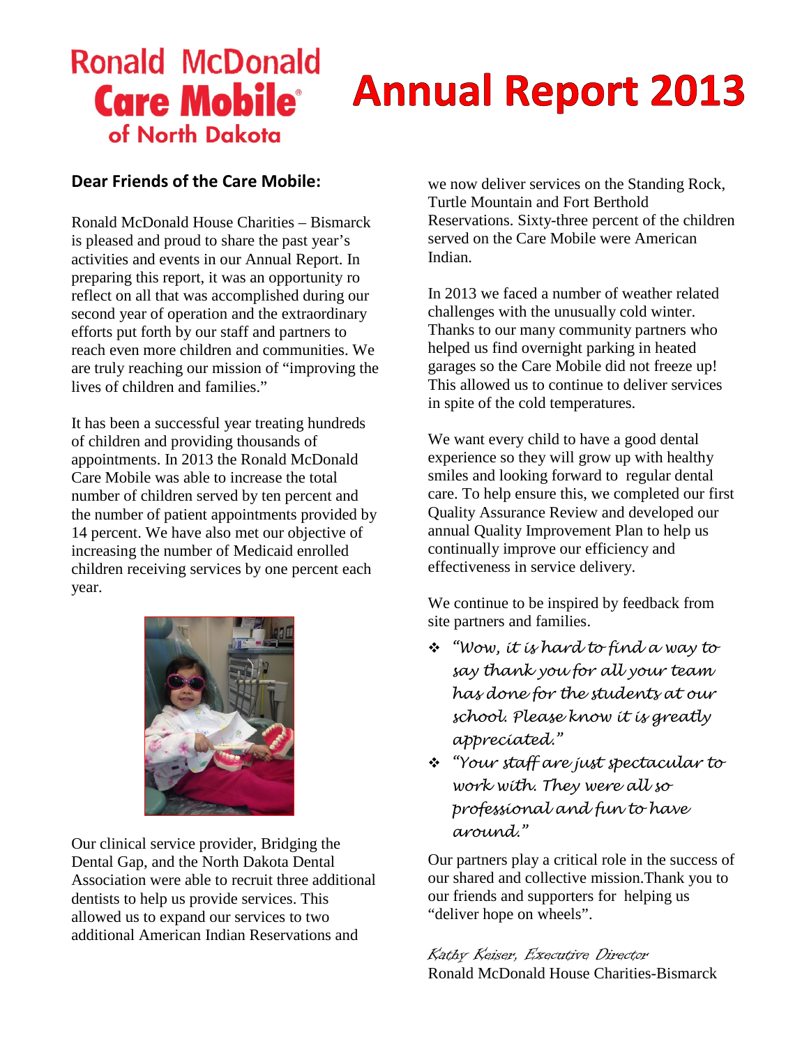# Ronald McDonald Care Mobile® of North Dakota

# Annual Report 2013

## Dear Friends of the Care Mobile:

Ronald McDonald House Charities – Bismarck is pleased and proud to share the past year's activities and events in our Annual Report. In preparing this report, it was an opportunity ro reflect on all that was accomplished during our second year of operation and the extraordinary efforts put forth by our staff and partners to reach even more children and communities. We are truly reaching our mission of "improving the lives of children and families."

It has been a successful year treating hundreds of children and providing thousands of appointments. In 2013 the Ronald McDonald Care Mobile was able to increase the total number of children served by ten percent and the number of patient appointments provided by 14 percent. We have also met our objective of increasing the number of Medicaid enrolled children receiving services by one percent each year.

Our clinical service provider, Bridging the Dental Gap, and the North Dakota Dental Association were able to recruit three additional dentists to help us provide services. This allowed us to expand our services to two additional American Indian Reservations and we now deliver services on the Standing Rock, Turtle Mountain and Fort Berthold Reservations. Sixty-three percent of the children served on the Care Mobile were American Indian.

In 2013 we faced a number of weather related challenges with the unusually cold winter. Thanks to our many community partners who helped us find overnight parking in heated garages so the Care Mobile did not freeze up! This allowed us to continue to deliver services in spite of the cold temperatures.

We want every child to have a good dental experience so they will grow up with healthy smiles and looking forward to regular dental care. To help ensure this, we completed our first Quality Assurance Review and developed our annual Quality Improvement Plan to help us continually improve our efficiency and effectiveness in service delivery.

We continue to be inspired by feedback from site partners and families.

- *"Wow, it is hard to find a way to say thank you for all your team has done for the students at our school. Please know it is greatly appreciated."*
- *"Your staff are just spectacular to work with. They were all so professional and fun to have around."*

Our partners play a critical role in the success of our shared and collective mission.Thank you to our friends and supporters for helping us "deliver hope on wheels".

*Kathy Keiser, Executive Director*
Ronald McDonald House Charities-Bismarck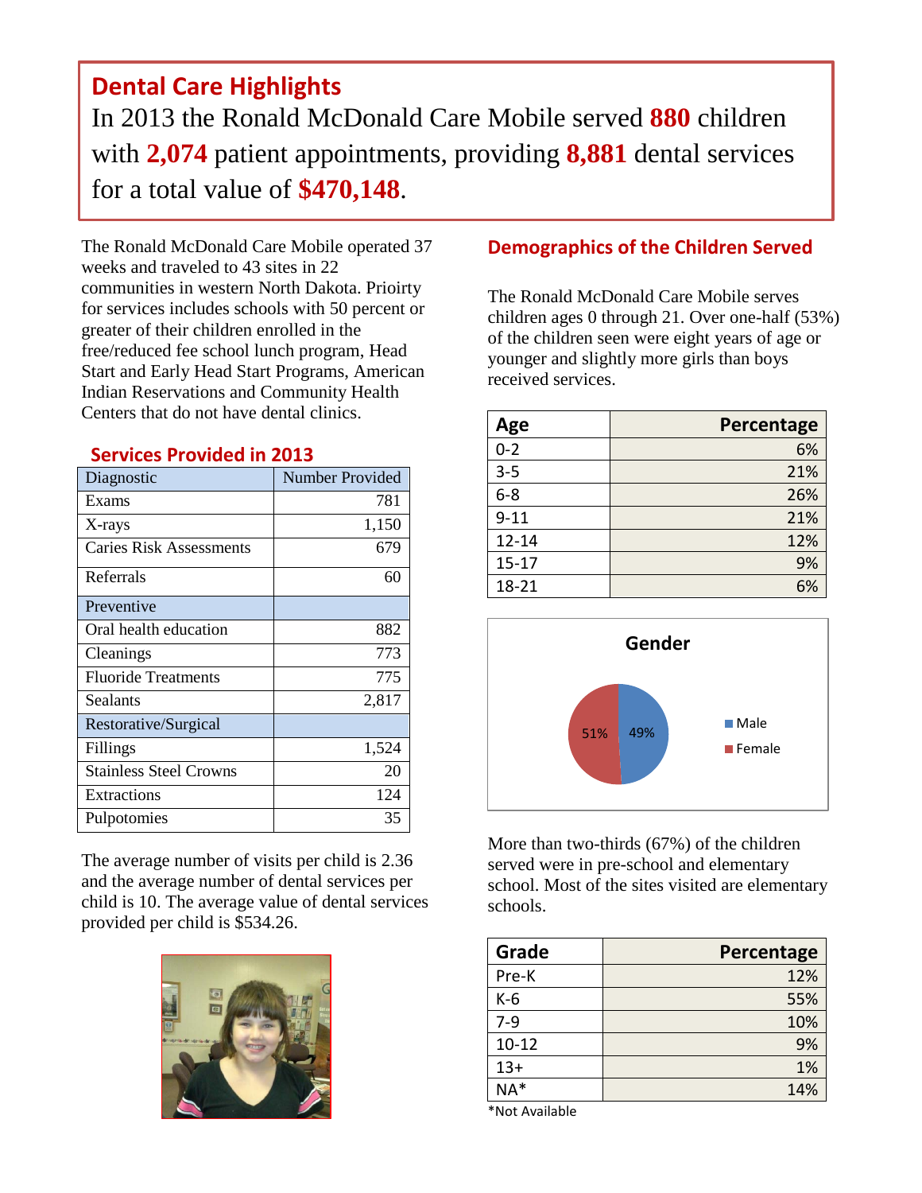## Dental Care Highlights

In 2013 the Ronald McDonald Care Mobile served **880** children with **2,074** patient appointments, providing **8,881** dental services for a total value of **$470,148**.

The Ronald McDonald Care Mobile operated 37 weeks and traveled to 43 sites in 22 communities in western North Dakota. Prioirty for services includes schools with 50 percent or greater of their children enrolled in the free/reduced fee school lunch program, Head Start and Early Head Start Programs, American Indian Reservations and Community Health Centers that do not have dental clinics.

### Services Provided in 2013

| Diagnostic | Number Provided |
|---|---|
| Exams | 781 |
| X-rays | 1,150 |
| Caries Risk Assessments | 679 |
| Referrals | 60 |
| Preventive | |
| Oral health education | 882 |
| Cleanings | 773 |
| Fluoride Treatments | 775 |
| Sealants | 2,817 |
| Restorative/Surgical | |
| Fillings | 1,524 |
| Stainless Steel Crowns | 20 |
| Extractions | 124 |
| Pulpotomies | 35 |

The average number of visits per child is 2.36 and the average number of dental services per child is 10. The average value of dental services provided per child is $534.26.

### Demographics of the Children Served

The Ronald McDonald Care Mobile serves children ages 0 through 21. Over one-half (53%) of the children seen were eight years of age or younger and slightly more girls than boys received services.

| Age | Percentage |
|---|---|
| 0-2 | 6% |
| 3-5 | 21% |
| 6-8 | 26% |
| 9-11 | 21% |
| 12-14 | 12% |
| 15-17 | 9% |
| 18-21 | 6% |

Gender

51%
49%
Male
Female

More than two-thirds (67%) of the children served were in pre-school and elementary school. Most of the sites visited are elementary schools.

| Grade | Percentage |
|---|---|
| Pre-K | 12% |
| K-6 | 55% |
| 7-9 | 10% |
| 10-12 | 9% |
| 13+ | 1% |
| NA* | 14% |

*Not Available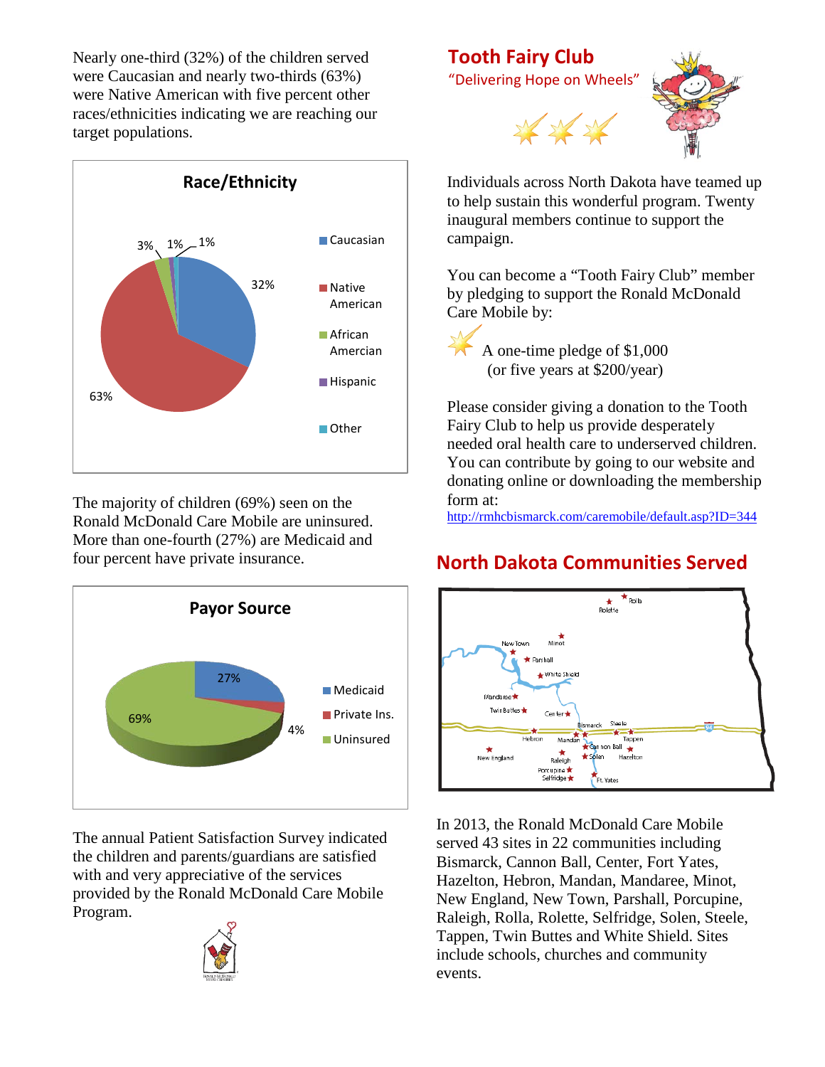Nearly one-third (32%) of the children served were Caucasian and nearly two-thirds (63%) were Native American with five percent other races/ethnicities indicating we are reaching our target populations.

**Race/Ethnicity**

3% 1% 1%

32%

63%

Caucasian

Native American

African Amercian

Hispanic

Other

The majority of children (69%) seen on the Ronald McDonald Care Mobile are uninsured. More than one-fourth (27%) are Medicaid and four percent have private insurance.

**Payor Source**

27%

69%

4%

Medicaid

Private Ins.

Uninsured

The annual Patient Satisfaction Survey indicated the children and parents/guardians are satisfied with and very appreciative of the services provided by the Ronald McDonald Care Mobile Program.

## Tooth Fairy Club

"Delivering Hope on Wheels"

Individuals across North Dakota have teamed up to help sustain this wonderful program. Twenty inaugural members continue to support the campaign.

You can become a "Tooth Fairy Club" member by pledging to support the Ronald McDonald Care Mobile by:

- A one-time pledge of $1,000 (or five years at $200/year)

Please consider giving a donation to the Tooth Fairy Club to help us provide desperately needed oral health care to underserved children. You can contribute by going to our website and donating online or downloading the membership form at:

http://rmhcbismarck.com/caremobile/default.asp?ID=344

## North Dakota Communities Served

Rolla
Rolette
New Town
Minot
Parshall
White Shield
Mandaree
Twin Buttes
Center
Bismarck
Steele
Hebron
Mandan
Tappen
Cannon Ball
New England
Raleigh
Solen
Hazelton
Porcupine
Selfridge
Ft. Yates

In 2013, the Ronald McDonald Care Mobile served 43 sites in 22 communities including Bismarck, Cannon Ball, Center, Fort Yates, Hazelton, Hebron, Mandan, Mandaree, Minot, New England, New Town, Parshall, Porcupine, Raleigh, Rolla, Rolette, Selfridge, Solen, Steele, Tappen, Twin Buttes and White Shield. Sites include schools, churches and community events.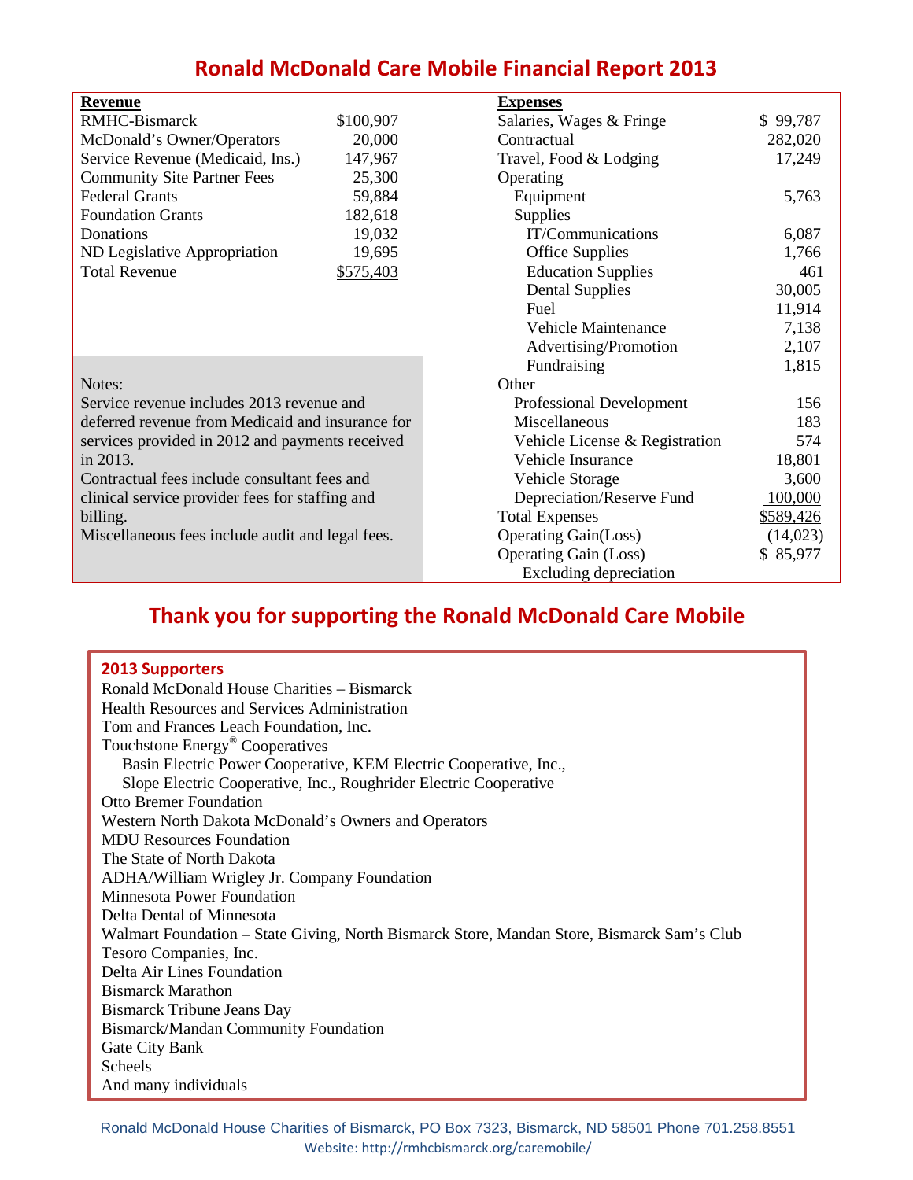# Ronald McDonald Care Mobile Financial Report 2013

| **Revenue** | |
|---|---|
| RMHC-Bismarck | $100,907 |
| McDonald's Owner/Operators | 20,000 |
| Service Revenue (Medicaid, Ins.) | 147,967 |
| Community Site Partner Fees | 25,300 |
| Federal Grants | 59,884 |
| Foundation Grants | 182,618 |
| Donations | 19,032 |
| ND Legislative Appropriation | 19,695 |
| Total Revenue | $575,403 |

| **Expenses** | |
|---|---|
| Salaries, Wages & Fringe | $ 99,787 |
| Contractual | 282,020 |
| Travel, Food & Lodging | 17,249 |
| Operating | |
| Equipment | 5,763 |
| Supplies | |
| IT/Communications | 6,087 |
| Office Supplies | 1,766 |
| Education Supplies | 461 |
| Dental Supplies | 30,005 |
| Fuel | 11,914 |
| Vehicle Maintenance | 7,138 |
| Advertising/Promotion | 2,107 |
| Fundraising | 1,815 |
| Other | |
| Professional Development | 156 |
| Miscellaneous | 183 |
| Vehicle License & Registration | 574 |
| Vehicle Insurance | 18,801 |
| Vehicle Storage | 3,600 |
| Depreciation/Reserve Fund | 100,000 |
| Total Expenses | $589,426 |
| Operating Gain(Loss) | (14,023) |
| Operating Gain (Loss) Excluding depreciation | $ 85,977 |

Notes:

Service revenue includes 2013 revenue and deferred revenue from Medicaid and insurance for services provided in 2012 and payments received in 2013.

Contractual fees include consultant fees and clinical service provider fees for staffing and billing.

Miscellaneous fees include audit and legal fees.

## Thank you for supporting the Ronald McDonald Care Mobile

### 2013 Supporters

Ronald McDonald House Charities – Bismarck
Health Resources and Services Administration
Tom and Frances Leach Foundation, Inc.
Touchstone Energy® Cooperatives
Basin Electric Power Cooperative, KEM Electric Cooperative, Inc.,
Slope Electric Cooperative, Inc., Roughrider Electric Cooperative
Otto Bremer Foundation
Western North Dakota McDonald's Owners and Operators
MDU Resources Foundation
The State of North Dakota
ADHA/William Wrigley Jr. Company Foundation
Minnesota Power Foundation
Delta Dental of Minnesota
Walmart Foundation – State Giving, North Bismarck Store, Mandan Store, Bismarck Sam's Club
Tesoro Companies, Inc.
Delta Air Lines Foundation
Bismarck Marathon
Bismarck Tribune Jeans Day
Bismarck/Mandan Community Foundation
Gate City Bank
Scheels
And many individuals

Ronald McDonald House Charities of Bismarck, PO Box 7323, Bismarck, ND 58501 Phone 701.258.8551
Website: http://rmhcbismarck.org/caremobile/